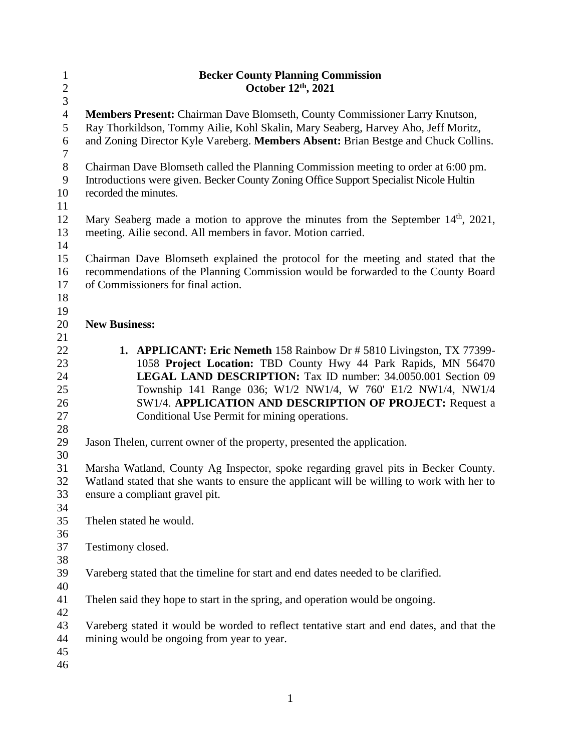# Becker County Planning Commission

## October 12th, 2021

**Members Present:** Chairman Dave Blomseth, County Commissioner Larry Knutson, Ray Thorkildson, Tommy Ailie, Kohl Skalin, Mary Seaberg, Harvey Aho, Jeff Moritz, and Zoning Director Kyle Vareberg. **Members Absent:** Brian Bestge and Chuck Collins.

Chairman Dave Blomseth called the Planning Commission meeting to order at 6:00 pm. Introductions were given. Becker County Zoning Office Support Specialist Nicole Hultin recorded the minutes.

Mary Seaberg made a motion to approve the minutes from the September 14th, 2021, meeting. Ailie second. All members in favor. Motion carried.

Chairman Dave Blomseth explained the protocol for the meeting and stated that the recommendations of the Planning Commission would be forwarded to the County Board of Commissioners for final action.

**New Business:**

1. **APPLICANT: Eric Nemeth** 158 Rainbow Dr # 5810 Livingston, TX 77399-1058 **Project Location:** TBD County Hwy 44 Park Rapids, MN 56470 **LEGAL LAND DESCRIPTION:** Tax ID number: 34.0050.001 Section 09 Township 141 Range 036; W1/2 NW1/4, W 760' E1/2 NW1/4, NW1/4 SW1/4. **APPLICATION AND DESCRIPTION OF PROJECT:** Request a Conditional Use Permit for mining operations.

Jason Thelen, current owner of the property, presented the application.

Marsha Watland, County Ag Inspector, spoke regarding gravel pits in Becker County. Watland stated that she wants to ensure the applicant will be willing to work with her to ensure a compliant gravel pit.

Thelen stated he would.

Testimony closed.

Vareberg stated that the timeline for start and end dates needed to be clarified.

Thelen said they hope to start in the spring, and operation would be ongoing.

Vareberg stated it would be worded to reflect tentative start and end dates, and that the mining would be ongoing from year to year.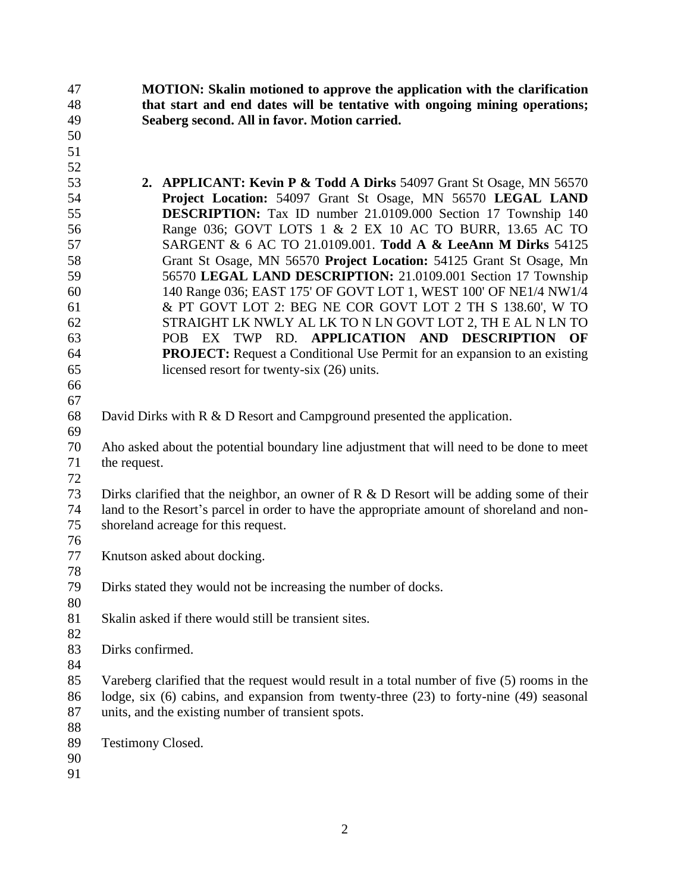**MOTION: Skalin motioned to approve the application with the clarification that start and end dates will be tentative with ongoing mining operations; Seaberg second. All in favor. Motion carried.**

2. **APPLICANT: Kevin P & Todd A Dirks** 54097 Grant St Osage, MN 56570 **Project Location:** 54097 Grant St Osage, MN 56570 **LEGAL LAND DESCRIPTION:** Tax ID number 21.0109.000 Section 17 Township 140 Range 036; GOVT LOTS 1 & 2 EX 10 AC TO BURR, 13.65 AC TO SARGENT & 6 AC TO 21.0109.001. **Todd A & LeeAnn M Dirks** 54125 Grant St Osage, MN 56570 **Project Location:** 54125 Grant St Osage, Mn 56570 **LEGAL LAND DESCRIPTION:** 21.0109.001 Section 17 Township 140 Range 036; EAST 175' OF GOVT LOT 1, WEST 100' OF NE1/4 NW1/4 & PT GOVT LOT 2: BEG NE COR GOVT LOT 2 TH S 138.60', W TO STRAIGHT LK NWLY AL LK TO N LN GOVT LOT 2, TH E AL N LN TO POB EX TWP RD. **APPLICATION AND DESCRIPTION OF PROJECT:** Request a Conditional Use Permit for an expansion to an existing licensed resort for twenty-six (26) units.

David Dirks with R & D Resort and Campground presented the application.

Aho asked about the potential boundary line adjustment that will need to be done to meet the request.

Dirks clarified that the neighbor, an owner of R & D Resort will be adding some of their land to the Resort's parcel in order to have the appropriate amount of shoreland and non-shoreland acreage for this request.

Knutson asked about docking.

Dirks stated they would not be increasing the number of docks.

Skalin asked if there would still be transient sites.

Dirks confirmed.

Vareberg clarified that the request would result in a total number of five (5) rooms in the lodge, six (6) cabins, and expansion from twenty-three (23) to forty-nine (49) seasonal units, and the existing number of transient spots.

Testimony Closed.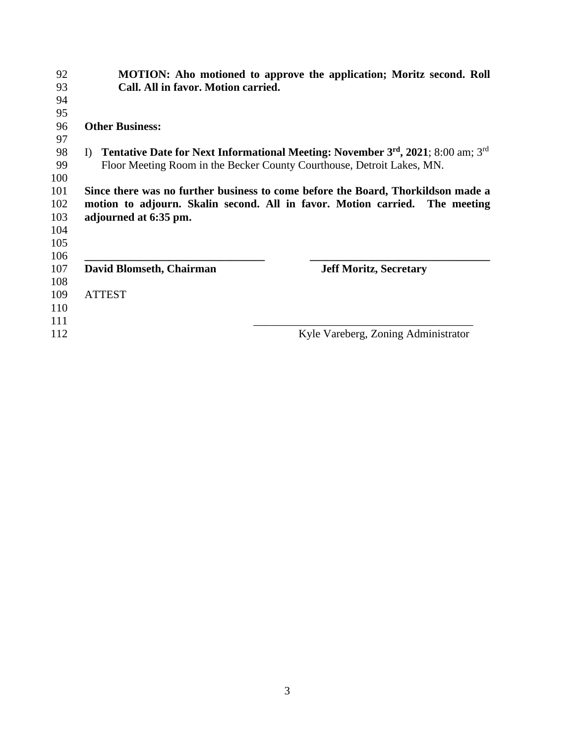**MOTION: Aho motioned to approve the application; Moritz second. Roll Call. All in favor. Motion carried.**

**Other Business:**

I) **Tentative Date for Next Informational Meeting: November 3rd, 2021**; 8:00 am; 3rd Floor Meeting Room in the Becker County Courthouse, Detroit Lakes, MN.

**Since there was no further business to come before the Board, Thorkildson made a motion to adjourn. Skalin second. All in favor. Motion carried. The meeting adjourned at 6:35 pm.**

\_\_\_\_\_\_\_\_\_\_\_\_\_\_\_\_\_\_\_\_\_\_\_\_\_\_\_\_\_\_\_\_ \_\_\_\_\_\_\_\_\_\_\_\_\_\_\_\_\_\_\_\_\_\_\_\_\_\_\_\_\_\_\_\_

**David Blomseth, Chairman** **Jeff Moritz, Secretary**

ATTEST

\_\_\_\_\_\_\_\_\_\_\_\_\_\_\_\_\_\_\_\_\_\_\_\_\_\_\_\_\_\_\_\_\_\_\_\_\_\_

Kyle Vareberg, Zoning Administrator